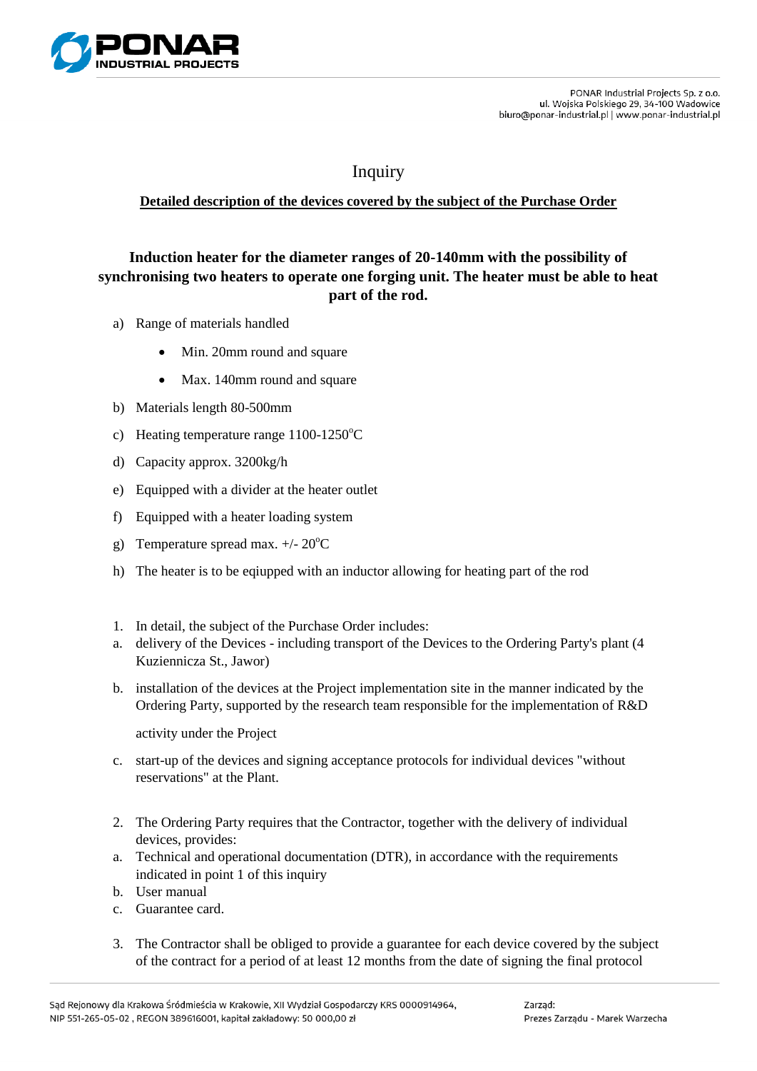PONAR Industrial Projects Sp. z o.o.
ul. Wojska Polskiego 29, 34-100 Wadowice
biuro@ponar-industrial.pl | www.ponar-industrial.pl

# Inquiry

**Detailed description of the devices covered by the subject of the Purchase Order**

## Induction heater for the diameter ranges of 20-140mm with the possibility of synchronising two heaters to operate one forging unit. The heater must be able to heat part of the rod.

a) Range of materials handled
   - Min. 20mm round and square
   - Max. 140mm round and square

b) Materials length 80-500mm

c) Heating temperature range 1100-1250°C

d) Capacity approx. 3200kg/h

e) Equipped with a divider at the heater outlet

f) Equipped with a heater loading system

g) Temperature spread max. +/- 20°C

h) The heater is to be eqiupped with an inductor allowing for heating part of the rod

1. In detail, the subject of the Purchase Order includes:

a. delivery of the Devices - including transport of the Devices to the Ordering Party's plant (4 Kuziennicza St., Jawor)

b. installation of the devices at the Project implementation site in the manner indicated by the Ordering Party, supported by the research team responsible for the implementation of R&D activity under the Project

c. start-up of the devices and signing acceptance protocols for individual devices "without reservations" at the Plant.

2. The Ordering Party requires that the Contractor, together with the delivery of individual devices, provides:

a. Technical and operational documentation (DTR), in accordance with the requirements indicated in point 1 of this inquiry

b. User manual

c. Guarantee card.

3. The Contractor shall be obliged to provide a guarantee for each device covered by the subject of the contract for a period of at least 12 months from the date of signing the final protocol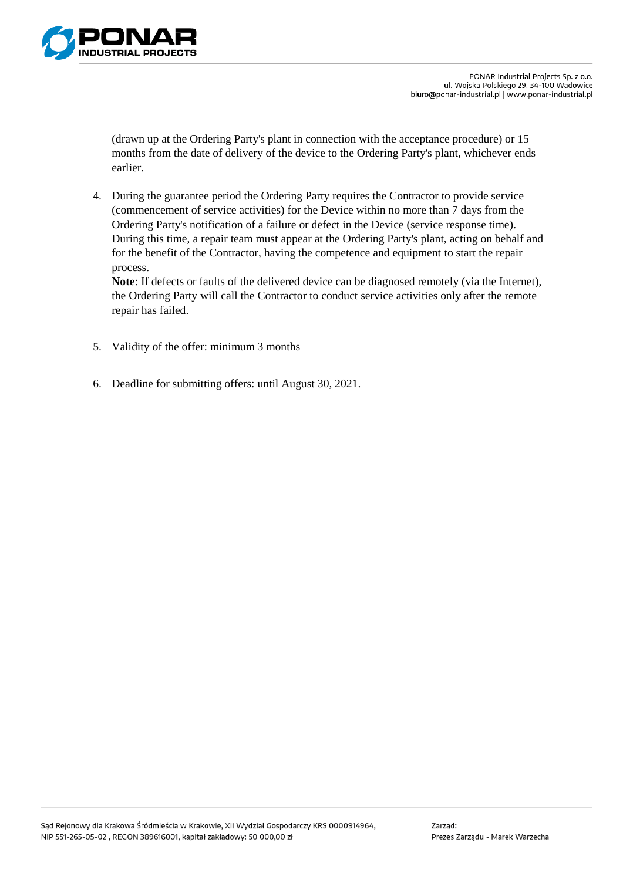(drawn up at the Ordering Party's plant in connection with the acceptance procedure) or 15 months from the date of delivery of the device to the Ordering Party's plant, whichever ends earlier.

4. During the guarantee period the Ordering Party requires the Contractor to provide service (commencement of service activities) for the Device within no more than 7 days from the Ordering Party's notification of a failure or defect in the Device (service response time). During this time, a repair team must appear at the Ordering Party's plant, acting on behalf and for the benefit of the Contractor, having the competence and equipment to start the repair process.
   **Note**: If defects or faults of the delivered device can be diagnosed remotely (via the Internet), the Ordering Party will call the Contractor to conduct service activities only after the remote repair has failed.

5. Validity of the offer: minimum 3 months

6. Deadline for submitting offers: until August 30, 2021.